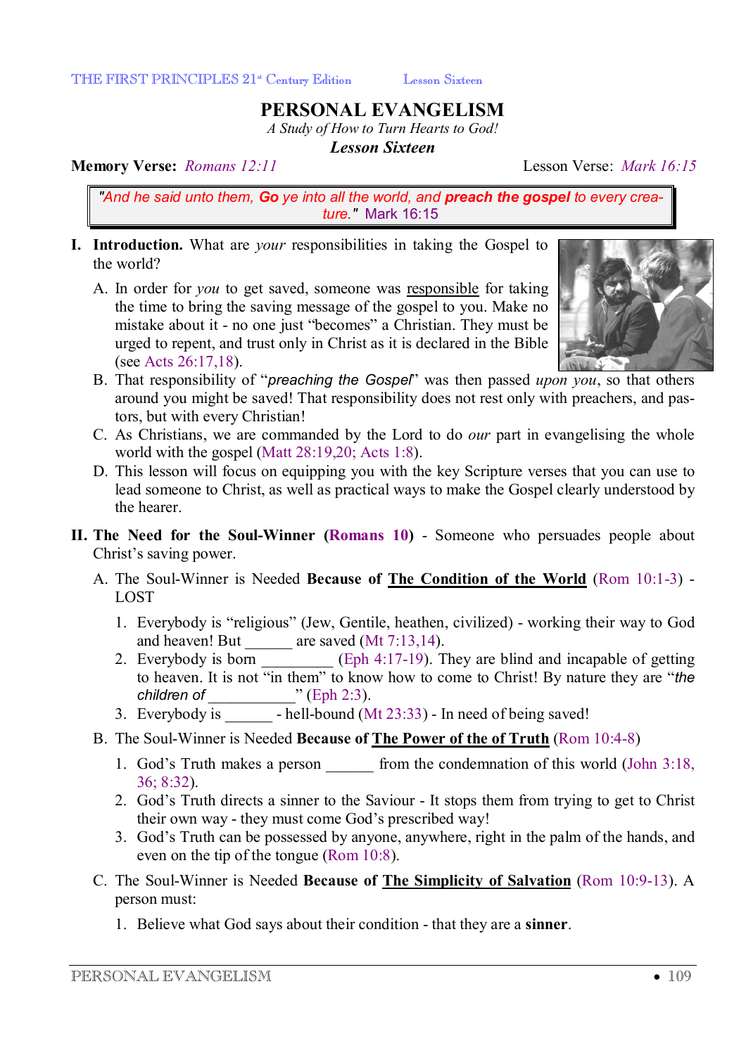# PERSONAL EVANGELISM

*A Study of How to Turn Hearts to God!*

***Lesson Sixteen***

**Memory Verse:** *Romans 12:11* Lesson Verse: *Mark 16:15*

> *"And he said unto them, **Go** ye into all the world, and **preach the gospel** to every creature."* Mark 16:15

**I. Introduction.** What are *your* responsibilities in taking the Gospel to the world?

A. In order for *you* to get saved, someone was responsible for taking the time to bring the saving message of the gospel to you. Make no mistake about it - no one just "becomes" a Christian. They must be urged to repent, and trust only in Christ as it is declared in the Bible (see Acts 26:17,18).

B. That responsibility of "*preaching the Gospel*" was then passed *upon you*, so that others around you might be saved! That responsibility does not rest only with preachers, and pastors, but with every Christian!

C. As Christians, we are commanded by the Lord to do *our* part in evangelising the whole world with the gospel (Matt 28:19,20; Acts 1:8).

D. This lesson will focus on equipping you with the key Scripture verses that you can use to lead someone to Christ, as well as practical ways to make the Gospel clearly understood by the hearer.

**II. The Need for the Soul-Winner (Romans 10)** - Someone who persuades people about Christ's saving power.

A. The Soul-Winner is Needed **Because of The Condition of the World** (Rom 10:1-3) - LOST

1. Everybody is "religious" (Jew, Gentile, heathen, civilized) - working their way to God and heaven! But ______ are saved (Mt 7:13,14).
2. Everybody is born _________ (Eph 4:17-19). They are blind and incapable of getting to heaven. It is not "in them" to know how to come to Christ! By nature they are "*the children of* ___________" (Eph 2:3).
3. Everybody is ______ - hell-bound (Mt 23:33) - In need of being saved!

B. The Soul-Winner is Needed **Because of The Power of the of Truth** (Rom 10:4-8)

1. God's Truth makes a person ______ from the condemnation of this world (John 3:18, 36; 8:32).
2. God's Truth directs a sinner to the Saviour - It stops them from trying to get to Christ their own way - they must come God's prescribed way!
3. God's Truth can be possessed by anyone, anywhere, right in the palm of the hands, and even on the tip of the tongue (Rom 10:8).

C. The Soul-Winner is Needed **Because of The Simplicity of Salvation** (Rom 10:9-13). A person must:

1. Believe what God says about their condition - that they are a **sinner**.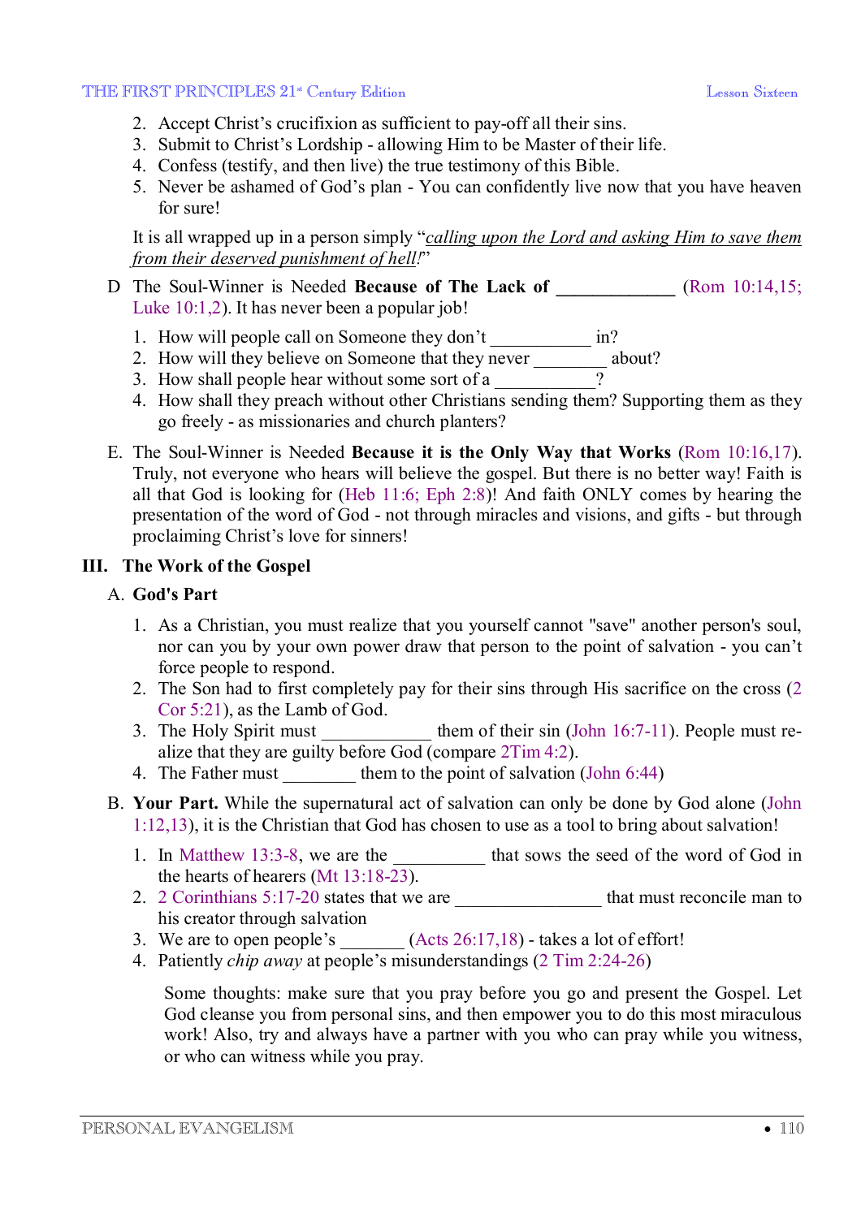2. Accept Christ's crucifixion as sufficient to pay-off all their sins.
3. Submit to Christ's Lordship - allowing Him to be Master of their life.
4. Confess (testify, and then live) the true testimony of this Bible.
5. Never be ashamed of God's plan - You can confidently live now that you have heaven for sure!

It is all wrapped up in a person simply "*calling upon the Lord and asking Him to save them from their deserved punishment of hell!*"

D The Soul-Winner is Needed **Because of The Lack of _____________** (Rom 10:14,15; Luke 10:1,2). It has never been a popular job!

1. How will people call on Someone they don't ___________ in?
2. How will they believe on Someone that they never ________ about?
3. How shall people hear without some sort of a ___________?
4. How shall they preach without other Christians sending them? Supporting them as they go freely - as missionaries and church planters?

E. The Soul-Winner is Needed **Because it is the Only Way that Works** (Rom 10:16,17). Truly, not everyone who hears will believe the gospel. But there is no better way! Faith is all that God is looking for (Heb 11:6; Eph 2:8)! And faith ONLY comes by hearing the presentation of the word of God - not through miracles and visions, and gifts - but through proclaiming Christ's love for sinners!

## III. The Work of the Gospel

### A. God's Part

1. As a Christian, you must realize that you yourself cannot "save" another person's soul, nor can you by your own power draw that person to the point of salvation - you can't force people to respond.
2. The Son had to first completely pay for their sins through His sacrifice on the cross (2 Cor 5:21), as the Lamb of God.
3. The Holy Spirit must ____________ them of their sin (John 16:7-11). People must realize that they are guilty before God (compare 2Tim 4:2).
4. The Father must ________ them to the point of salvation (John 6:44)

B. **Your Part.** While the supernatural act of salvation can only be done by God alone (John 1:12,13), it is the Christian that God has chosen to use as a tool to bring about salvation!

1. In Matthew 13:3-8, we are the __________ that sows the seed of the word of God in the hearts of hearers (Mt 13:18-23).
2. 2 Corinthians 5:17-20 states that we are ________________ that must reconcile man to his creator through salvation
3. We are to open people's _______ (Acts 26:17,18) - takes a lot of effort!
4. Patiently *chip away* at people's misunderstandings (2 Tim 2:24-26)

Some thoughts: make sure that you pray before you go and present the Gospel. Let God cleanse you from personal sins, and then empower you to do this most miraculous work! Also, try and always have a partner with you who can pray while you witness, or who can witness while you pray.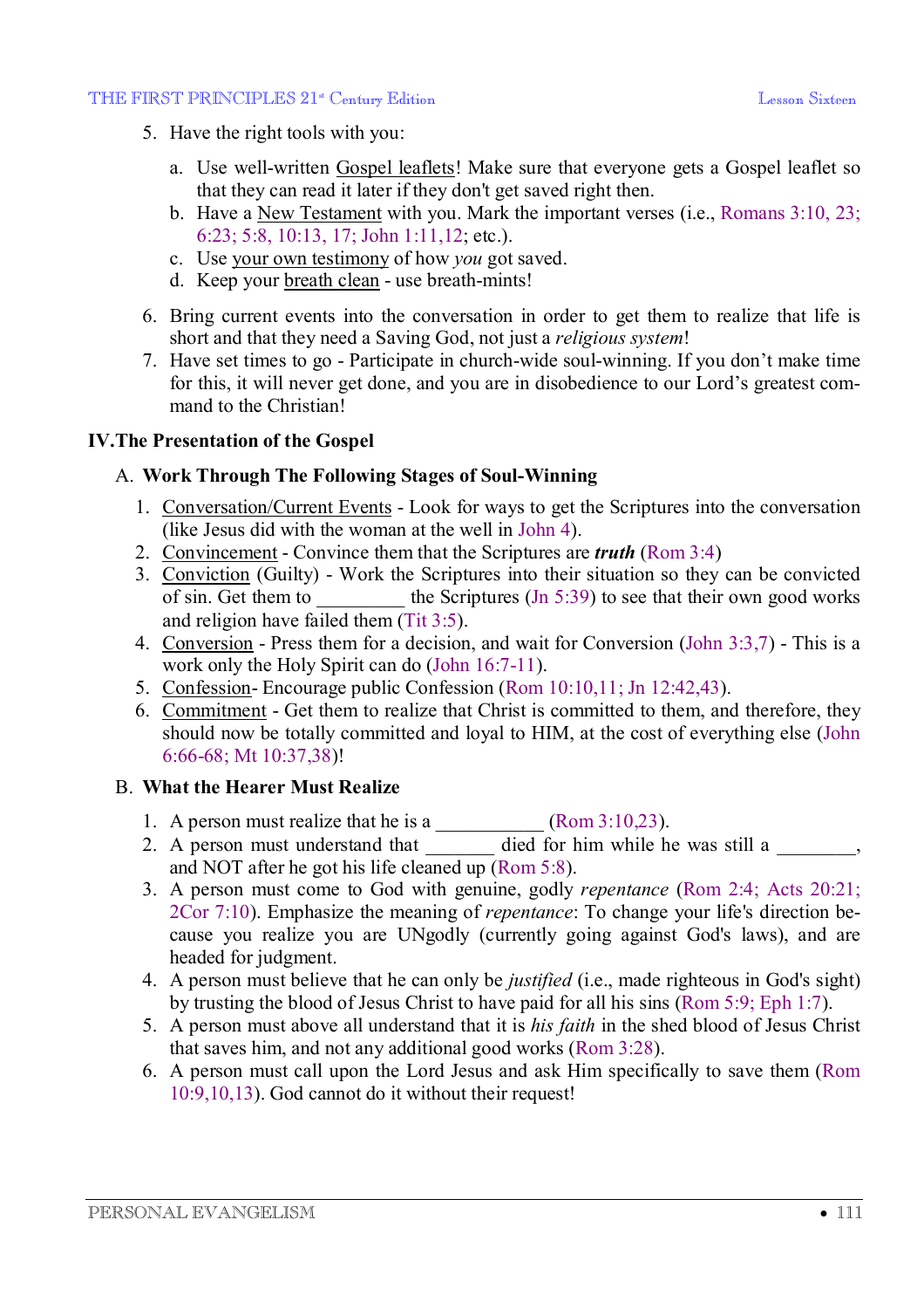5. Have the right tools with you:

   a. Use well-written Gospel leaflets! Make sure that everyone gets a Gospel leaflet so that they can read it later if they don't get saved right then.
   b. Have a New Testament with you. Mark the important verses (i.e., Romans 3:10, 23; 6:23; 5:8, 10:13, 17; John 1:11,12; etc.).
   c. Use your own testimony of how *you* got saved.
   d. Keep your breath clean - use breath-mints!

6. Bring current events into the conversation in order to get them to realize that life is short and that they need a Saving God, not just a *religious system*!
7. Have set times to go - Participate in church-wide soul-winning. If you don't make time for this, it will never get done, and you are in disobedience to our Lord's greatest command to the Christian!

## IV. The Presentation of the Gospel

### A. Work Through The Following Stages of Soul-Winning

1. Conversation/Current Events - Look for ways to get the Scriptures into the conversation (like Jesus did with the woman at the well in John 4).
2. Convincement - Convince them that the Scriptures are ***truth*** (Rom 3:4)
3. Conviction (Guilty) - Work the Scriptures into their situation so they can be convicted of sin. Get them to _________ the Scriptures (Jn 5:39) to see that their own good works and religion have failed them (Tit 3:5).
4. Conversion - Press them for a decision, and wait for Conversion (John 3:3,7) - This is a work only the Holy Spirit can do (John 16:7-11).
5. Confession- Encourage public Confession (Rom 10:10,11; Jn 12:42,43).
6. Commitment - Get them to realize that Christ is committed to them, and therefore, they should now be totally committed and loyal to HIM, at the cost of everything else (John 6:66-68; Mt 10:37,38)!

### B. What the Hearer Must Realize

1. A person must realize that he is a ___________ (Rom 3:10,23).
2. A person must understand that _______ died for him while he was still a ________, and NOT after he got his life cleaned up (Rom 5:8).
3. A person must come to God with genuine, godly *repentance* (Rom 2:4; Acts 20:21; 2Cor 7:10). Emphasize the meaning of *repentance*: To change your life's direction because you realize you are UNgodly (currently going against God's laws), and are headed for judgment.
4. A person must believe that he can only be *justified* (i.e., made righteous in God's sight) by trusting the blood of Jesus Christ to have paid for all his sins (Rom 5:9; Eph 1:7).
5. A person must above all understand that it is *his faith* in the shed blood of Jesus Christ that saves him, and not any additional good works (Rom 3:28).
6. A person must call upon the Lord Jesus and ask Him specifically to save them (Rom 10:9,10,13). God cannot do it without their request!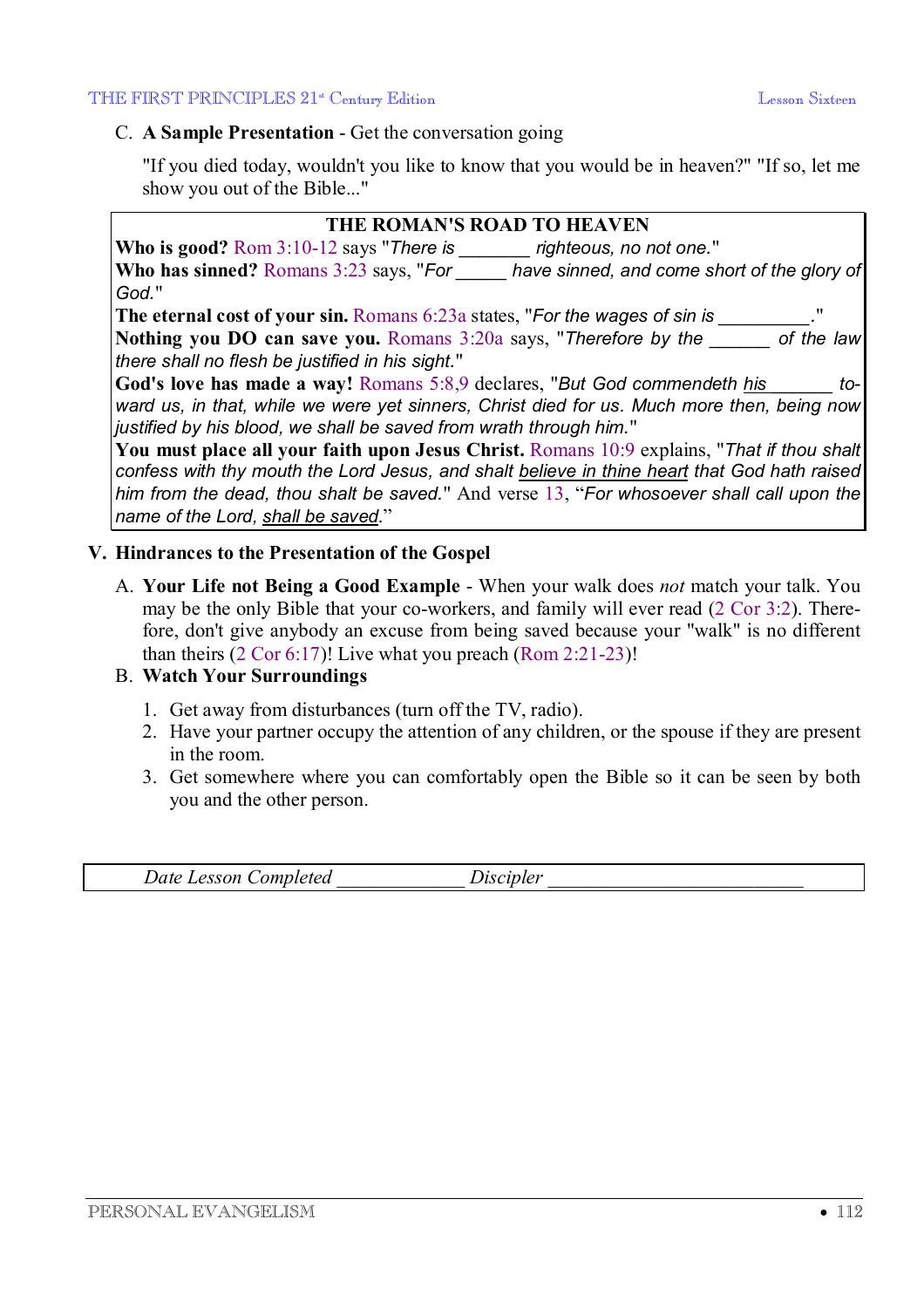C. **A Sample Presentation** - Get the conversation going

"If you died today, wouldn't you like to know that you would be in heaven?" "If so, let me show you out of the Bible..."

**THE ROMAN'S ROAD TO HEAVEN**

**Who is good?** Rom 3:10-12 says "*There is _______ righteous, no not one.*"

**Who has sinned?** Romans 3:23 says, "*For _____ have sinned, and come short of the glory of God.*"

**The eternal cost of your sin.** Romans 6:23a states, "*For the wages of sin is _________.*"

**Nothing you DO can save you.** Romans 3:20a says, "*Therefore by the ______ of the law there shall no flesh be justified in his sight.*"

**God's love has made a way!** Romans 5:8,9 declares, "*But God commendeth his_______ toward us, in that, while we were yet sinners, Christ died for us. Much more then, being now justified by his blood, we shall be saved from wrath through him.*"

**You must place all your faith upon Jesus Christ.** Romans 10:9 explains, "*That if thou shalt confess with thy mouth the Lord Jesus, and shalt believe in thine heart that God hath raised him from the dead, thou shalt be saved.*" And verse 13, "*For whosoever shall call upon the name of the Lord, shall be saved.*"

## V. Hindrances to the Presentation of the Gospel

A. **Your Life not Being a Good Example** - When your walk does *not* match your talk. You may be the only Bible that your co-workers, and family will ever read (2 Cor 3:2). Therefore, don't give anybody an excuse from being saved because your "walk" is no different than theirs (2 Cor 6:17)! Live what you preach (Rom 2:21-23)!

B. **Watch Your Surroundings**

1. Get away from disturbances (turn off the TV, radio).
2. Have your partner occupy the attention of any children, or the spouse if they are present in the room.
3. Get somewhere where you can comfortably open the Bible so it can be seen by both you and the other person.

*Date Lesson Completed* _____________ *Discipler* ___________________________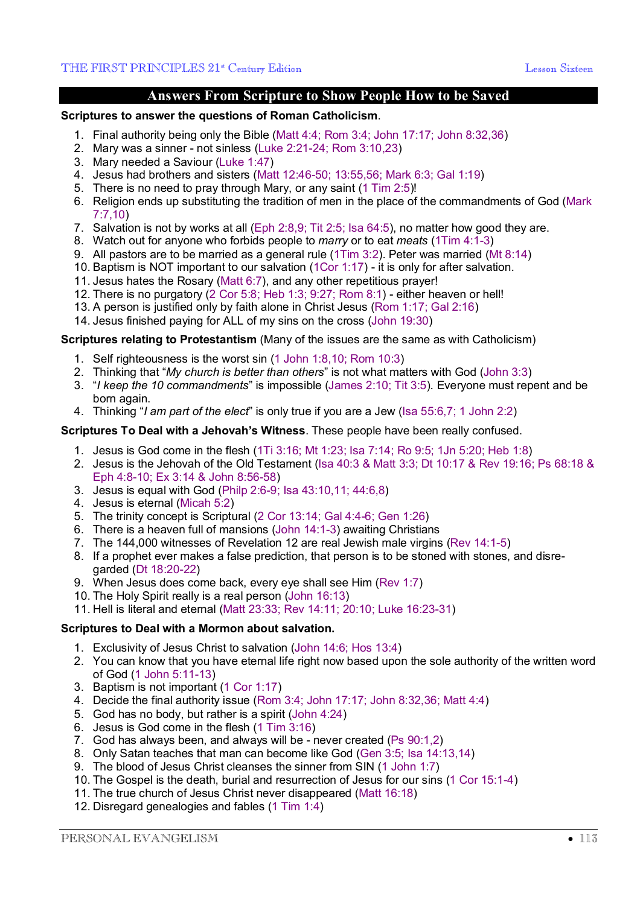## Answers From Scripture to Show People How to be Saved

**Scriptures to answer the questions of Roman Catholicism**.

1. Final authority being only the Bible (Matt 4:4; Rom 3:4; John 17:17; John 8:32,36)
2. Mary was a sinner - not sinless (Luke 2:21-24; Rom 3:10,23)
3. Mary needed a Saviour (Luke 1:47)
4. Jesus had brothers and sisters (Matt 12:46-50; 13:55,56; Mark 6:3; Gal 1:19)
5. There is no need to pray through Mary, or any saint (1 Tim 2:5)!
6. Religion ends up substituting the tradition of men in the place of the commandments of God (Mark 7:7,10)
7. Salvation is not by works at all (Eph 2:8,9; Tit 2:5; Isa 64:5), no matter how good they are.
8. Watch out for anyone who forbids people to *marry* or to eat *meats* (1Tim 4:1-3)
9. All pastors are to be married as a general rule (1Tim 3:2). Peter was married (Mt 8:14)
10. Baptism is NOT important to our salvation (1Cor 1:17) - it is only for after salvation.
11. Jesus hates the Rosary (Matt 6:7), and any other repetitious prayer!
12. There is no purgatory (2 Cor 5:8; Heb 1:3; 9:27; Rom 8:1) - either heaven or hell!
13. A person is justified only by faith alone in Christ Jesus (Rom 1:17; Gal 2:16)
14. Jesus finished paying for ALL of my sins on the cross (John 19:30)

**Scriptures relating to Protestantism** (Many of the issues are the same as with Catholicism)

1. Self righteousness is the worst sin (1 John 1:8,10; Rom 10:3)
2. Thinking that "*My church is better than others*" is not what matters with God (John 3:3)
3. "*I keep the 10 commandments*" is impossible (James 2:10; Tit 3:5). Everyone must repent and be born again.
4. Thinking "*I am part of the elect*" is only true if you are a Jew (Isa 55:6,7; 1 John 2:2)

**Scriptures To Deal with a Jehovah's Witness**. These people have been really confused.

1. Jesus is God come in the flesh (1Ti 3:16; Mt 1:23; Isa 7:14; Ro 9:5; 1Jn 5:20; Heb 1:8)
2. Jesus is the Jehovah of the Old Testament (Isa 40:3 & Matt 3:3; Dt 10:17 & Rev 19:16; Ps 68:18 & Eph 4:8-10; Ex 3:14 & John 8:56-58)
3. Jesus is equal with God (Philp 2:6-9; Isa 43:10,11; 44:6,8)
4. Jesus is eternal (Micah 5:2)
5. The trinity concept is Scriptural (2 Cor 13:14; Gal 4:4-6; Gen 1:26)
6. There is a heaven full of mansions (John 14:1-3) awaiting Christians
7. The 144,000 witnesses of Revelation 12 are real Jewish male virgins (Rev 14:1-5)
8. If a prophet ever makes a false prediction, that person is to be stoned with stones, and disregarded (Dt 18:20-22)
9. When Jesus does come back, every eye shall see Him (Rev 1:7)
10. The Holy Spirit really is a real person (John 16:13)
11. Hell is literal and eternal (Matt 23:33; Rev 14:11; 20:10; Luke 16:23-31)

**Scriptures to Deal with a Mormon about salvation.**

1. Exclusivity of Jesus Christ to salvation (John 14:6; Hos 13:4)
2. You can know that you have eternal life right now based upon the sole authority of the written word of God (1 John 5:11-13)
3. Baptism is not important (1 Cor 1:17)
4. Decide the final authority issue (Rom 3:4; John 17:17; John 8:32,36; Matt 4:4)
5. God has no body, but rather is a spirit (John 4:24)
6. Jesus is God come in the flesh (1 Tim 3:16)
7. God has always been, and always will be - never created (Ps 90:1,2)
8. Only Satan teaches that man can become like God (Gen 3:5; Isa 14:13,14)
9. The blood of Jesus Christ cleanses the sinner from SIN (1 John 1:7)
10. The Gospel is the death, burial and resurrection of Jesus for our sins (1 Cor 15:1-4)
11. The true church of Jesus Christ never disappeared (Matt 16:18)
12. Disregard genealogies and fables (1 Tim 1:4)